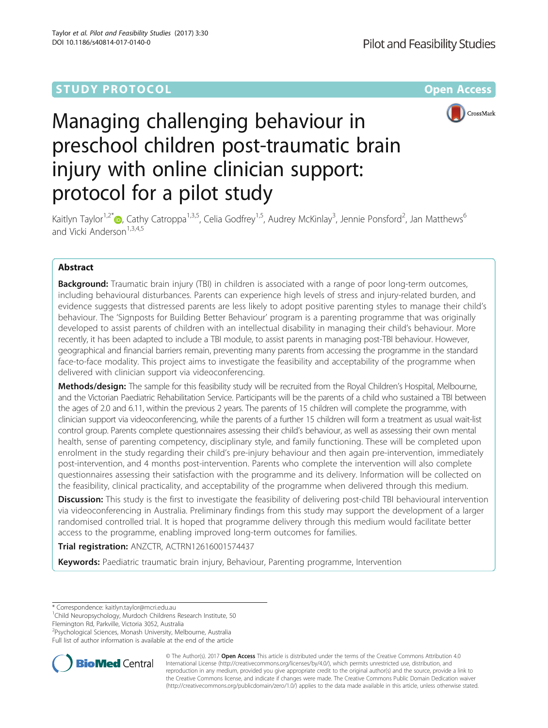STUDY PROTOCOL

Open Access

# Managing challenging behaviour in preschool children post-traumatic brain injury with online clinician support: protocol for a pilot study

Kaitlyn Taylor[1,2*], Cathy Catroppa[1,3,5], Celia Godfrey[1,5], Audrey McKinlay[3], Jennie Ponsford[2], Jan Matthews[6] and Vicki Anderson[1,3,4,5]

## Abstract

**Background:** Traumatic brain injury (TBI) in children is associated with a range of poor long-term outcomes, including behavioural disturbances. Parents can experience high levels of stress and injury-related burden, and evidence suggests that distressed parents are less likely to adopt positive parenting styles to manage their child's behaviour. The 'Signposts for Building Better Behaviour' program is a parenting programme that was originally developed to assist parents of children with an intellectual disability in managing their child's behaviour. More recently, it has been adapted to include a TBI module, to assist parents in managing post-TBI behaviour. However, geographical and financial barriers remain, preventing many parents from accessing the programme in the standard face-to-face modality. This project aims to investigate the feasibility and acceptability of the programme when delivered with clinician support via videoconferencing.

**Methods/design:** The sample for this feasibility study will be recruited from the Royal Children's Hospital, Melbourne, and the Victorian Paediatric Rehabilitation Service. Participants will be the parents of a child who sustained a TBI between the ages of 2.0 and 6.11, within the previous 2 years. The parents of 15 children will complete the programme, with clinician support via videoconferencing, while the parents of a further 15 children will form a treatment as usual wait-list control group. Parents complete questionnaires assessing their child's behaviour, as well as assessing their own mental health, sense of parenting competency, disciplinary style, and family functioning. These will be completed upon enrolment in the study regarding their child's pre-injury behaviour and then again pre-intervention, immediately post-intervention, and 4 months post-intervention. Parents who complete the intervention will also complete questionnaires assessing their satisfaction with the programme and its delivery. Information will be collected on the feasibility, clinical practicality, and acceptability of the programme when delivered through this medium.

**Discussion:** This study is the first to investigate the feasibility of delivering post-child TBI behavioural intervention via videoconferencing in Australia. Preliminary findings from this study may support the development of a larger randomised controlled trial. It is hoped that programme delivery through this medium would facilitate better access to the programme, enabling improved long-term outcomes for families.

**Trial registration:** ANZCTR, ACTRN12616001574437

**Keywords:** Paediatric traumatic brain injury, Behaviour, Parenting programme, Intervention

\* Correspondence: kaitlyn.taylor@mcri.edu.au
[1]Child Neuropsychology, Murdoch Childrens Research Institute, 50 Flemington Rd, Parkville, Victoria 3052, Australia
[2]Psychological Sciences, Monash University, Melbourne, Australia
Full list of author information is available at the end of the article

© The Author(s). 2017 **Open Access** This article is distributed under the terms of the Creative Commons Attribution 4.0 International License (http://creativecommons.org/licenses/by/4.0/), which permits unrestricted use, distribution, and reproduction in any medium, provided you give appropriate credit to the original author(s) and the source, provide a link to the Creative Commons license, and indicate if changes were made. The Creative Commons Public Domain Dedication waiver (http://creativecommons.org/publicdomain/zero/1.0/) applies to the data made available in this article, unless otherwise stated.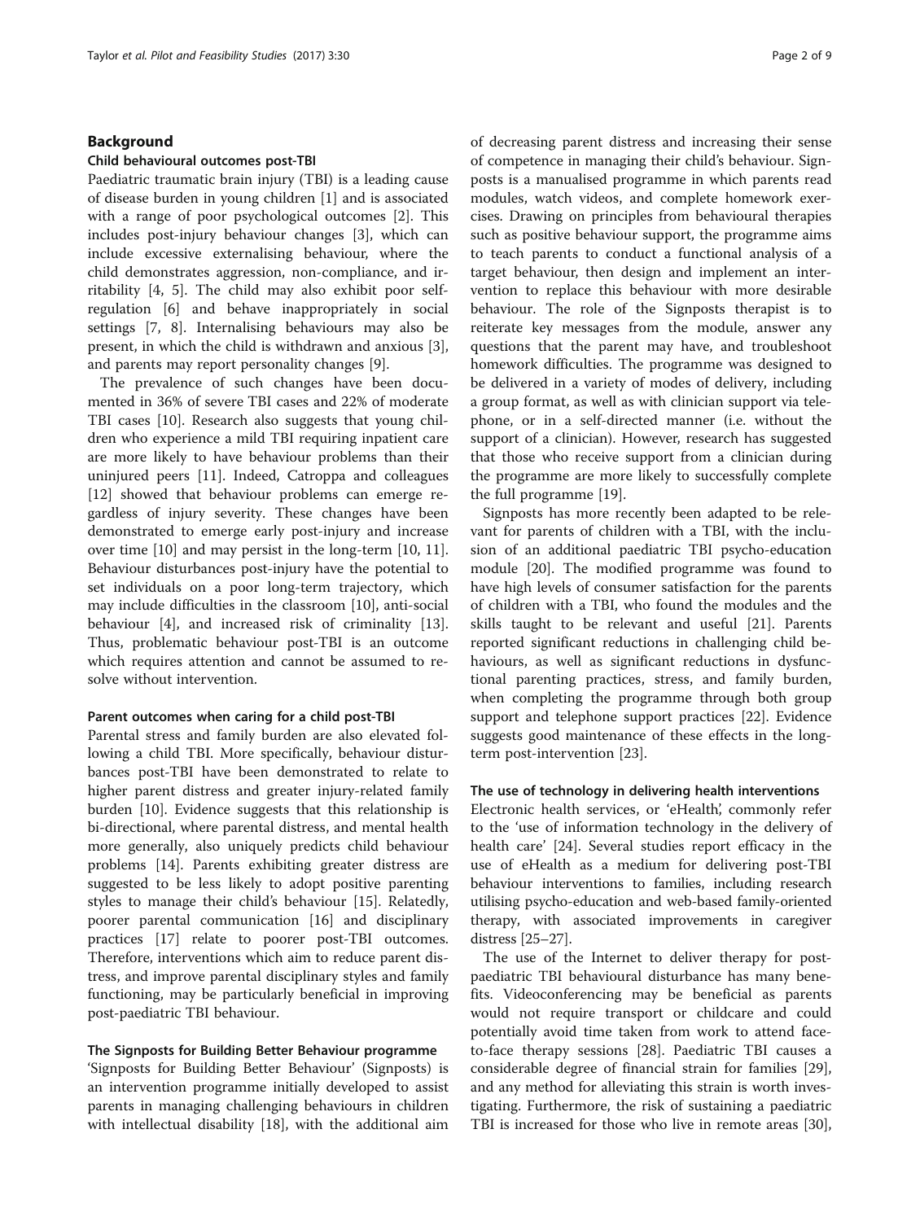## Background

### Child behavioural outcomes post-TBI

Paediatric traumatic brain injury (TBI) is a leading cause of disease burden in young children [1] and is associated with a range of poor psychological outcomes [2]. This includes post-injury behaviour changes [3], which can include excessive externalising behaviour, where the child demonstrates aggression, non-compliance, and irritability [4, 5]. The child may also exhibit poor self-regulation [6] and behave inappropriately in social settings [7, 8]. Internalising behaviours may also be present, in which the child is withdrawn and anxious [3], and parents may report personality changes [9].

The prevalence of such changes have been documented in 36% of severe TBI cases and 22% of moderate TBI cases [10]. Research also suggests that young children who experience a mild TBI requiring inpatient care are more likely to have behaviour problems than their uninjured peers [11]. Indeed, Catroppa and colleagues [12] showed that behaviour problems can emerge regardless of injury severity. These changes have been demonstrated to emerge early post-injury and increase over time [10] and may persist in the long-term [10, 11]. Behaviour disturbances post-injury have the potential to set individuals on a poor long-term trajectory, which may include difficulties in the classroom [10], anti-social behaviour [4], and increased risk of criminality [13]. Thus, problematic behaviour post-TBI is an outcome which requires attention and cannot be assumed to resolve without intervention.

### Parent outcomes when caring for a child post-TBI

Parental stress and family burden are also elevated following a child TBI. More specifically, behaviour disturbances post-TBI have been demonstrated to relate to higher parent distress and greater injury-related family burden [10]. Evidence suggests that this relationship is bi-directional, where parental distress, and mental health more generally, also uniquely predicts child behaviour problems [14]. Parents exhibiting greater distress are suggested to be less likely to adopt positive parenting styles to manage their child's behaviour [15]. Relatedly, poorer parental communication [16] and disciplinary practices [17] relate to poorer post-TBI outcomes. Therefore, interventions which aim to reduce parent distress, and improve parental disciplinary styles and family functioning, may be particularly beneficial in improving post-paediatric TBI behaviour.

### The Signposts for Building Better Behaviour programme

'Signposts for Building Better Behaviour' (Signposts) is an intervention programme initially developed to assist parents in managing challenging behaviours in children with intellectual disability [18], with the additional aim of decreasing parent distress and increasing their sense of competence in managing their child's behaviour. Signposts is a manualised programme in which parents read modules, watch videos, and complete homework exercises. Drawing on principles from behavioural therapies such as positive behaviour support, the programme aims to teach parents to conduct a functional analysis of a target behaviour, then design and implement an intervention to replace this behaviour with more desirable behaviour. The role of the Signposts therapist is to reiterate key messages from the module, answer any questions that the parent may have, and troubleshoot homework difficulties. The programme was designed to be delivered in a variety of modes of delivery, including a group format, as well as with clinician support via telephone, or in a self-directed manner (i.e. without the support of a clinician). However, research has suggested that those who receive support from a clinician during the programme are more likely to successfully complete the full programme [19].

Signposts has more recently been adapted to be relevant for parents of children with a TBI, with the inclusion of an additional paediatric TBI psycho-education module [20]. The modified programme was found to have high levels of consumer satisfaction for the parents of children with a TBI, who found the modules and the skills taught to be relevant and useful [21]. Parents reported significant reductions in challenging child behaviours, as well as significant reductions in dysfunctional parenting practices, stress, and family burden, when completing the programme through both group support and telephone support practices [22]. Evidence suggests good maintenance of these effects in the long-term post-intervention [23].

### The use of technology in delivering health interventions

Electronic health services, or 'eHealth', commonly refer to the 'use of information technology in the delivery of health care' [24]. Several studies report efficacy in the use of eHealth as a medium for delivering post-TBI behaviour interventions to families, including research utilising psycho-education and web-based family-oriented therapy, with associated improvements in caregiver distress [25–27].

The use of the Internet to deliver therapy for post-paediatric TBI behavioural disturbance has many benefits. Videoconferencing may be beneficial as parents would not require transport or childcare and could potentially avoid time taken from work to attend face-to-face therapy sessions [28]. Paediatric TBI causes a considerable degree of financial strain for families [29], and any method for alleviating this strain is worth investigating. Furthermore, the risk of sustaining a paediatric TBI is increased for those who live in remote areas [30],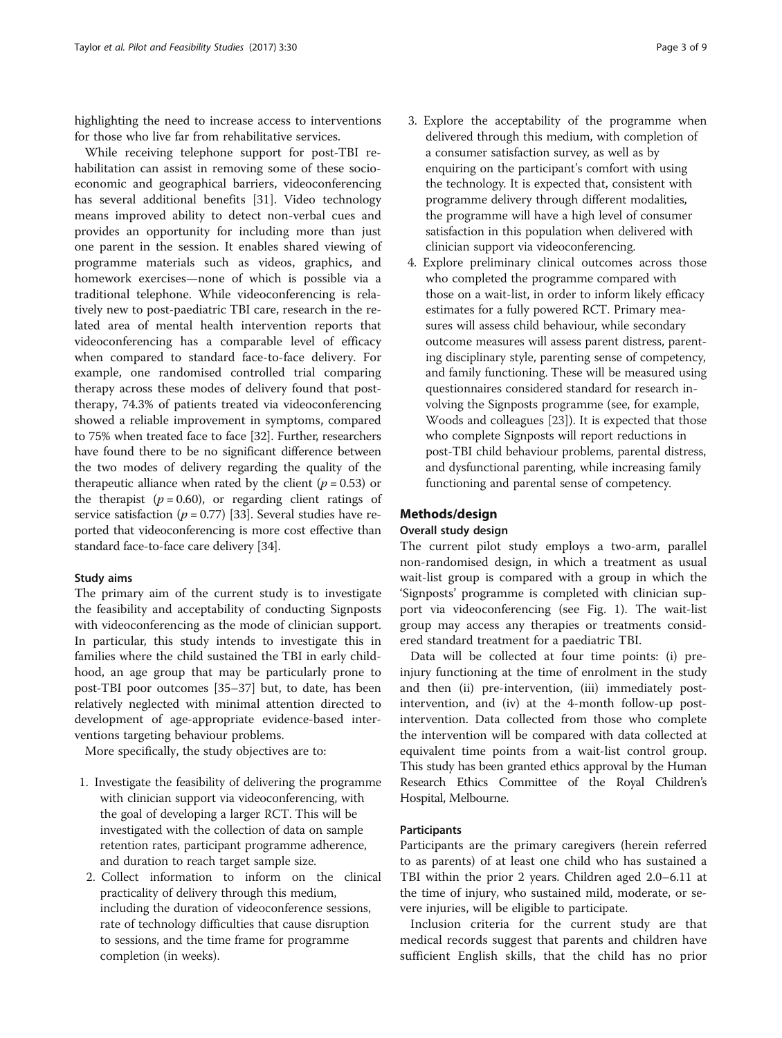highlighting the need to increase access to interventions for those who live far from rehabilitative services.

While receiving telephone support for post-TBI rehabilitation can assist in removing some of these socioeconomic and geographical barriers, videoconferencing has several additional benefits [31]. Video technology means improved ability to detect non-verbal cues and provides an opportunity for including more than just one parent in the session. It enables shared viewing of programme materials such as videos, graphics, and homework exercises—none of which is possible via a traditional telephone. While videoconferencing is relatively new to post-paediatric TBI care, research in the related area of mental health intervention reports that videoconferencing has a comparable level of efficacy when compared to standard face-to-face delivery. For example, one randomised controlled trial comparing therapy across these modes of delivery found that post-therapy, 74.3% of patients treated via videoconferencing showed a reliable improvement in symptoms, compared to 75% when treated face to face [32]. Further, researchers have found there to be no significant difference between the two modes of delivery regarding the quality of the therapeutic alliance when rated by the client ($p = 0.53$) or the therapist ($p = 0.60$), or regarding client ratings of service satisfaction ($p = 0.77$) [33]. Several studies have reported that videoconferencing is more cost effective than standard face-to-face care delivery [34].

### Study aims

The primary aim of the current study is to investigate the feasibility and acceptability of conducting Signposts with videoconferencing as the mode of clinician support. In particular, this study intends to investigate this in families where the child sustained the TBI in early childhood, an age group that may be particularly prone to post-TBI poor outcomes [35–37] but, to date, has been relatively neglected with minimal attention directed to development of age-appropriate evidence-based interventions targeting behaviour problems.

More specifically, the study objectives are to:

1. Investigate the feasibility of delivering the programme with clinician support via videoconferencing, with the goal of developing a larger RCT. This will be investigated with the collection of data on sample retention rates, participant programme adherence, and duration to reach target sample size.
2. Collect information to inform on the clinical practicality of delivery through this medium, including the duration of videoconference sessions, rate of technology difficulties that cause disruption to sessions, and the time frame for programme completion (in weeks).
3. Explore the acceptability of the programme when delivered through this medium, with completion of a consumer satisfaction survey, as well as by enquiring on the participant's comfort with using the technology. It is expected that, consistent with programme delivery through different modalities, the programme will have a high level of consumer satisfaction in this population when delivered with clinician support via videoconferencing.
4. Explore preliminary clinical outcomes across those who completed the programme compared with those on a wait-list, in order to inform likely efficacy estimates for a fully powered RCT. Primary measures will assess child behaviour, while secondary outcome measures will assess parent distress, parenting disciplinary style, parenting sense of competency, and family functioning. These will be measured using questionnaires considered standard for research involving the Signposts programme (see, for example, Woods and colleagues [23]). It is expected that those who complete Signposts will report reductions in post-TBI child behaviour problems, parental distress, and dysfunctional parenting, while increasing family functioning and parental sense of competency.

## Methods/design

### Overall study design

The current pilot study employs a two-arm, parallel non-randomised design, in which a treatment as usual wait-list group is compared with a group in which the 'Signposts' programme is completed with clinician support via videoconferencing (see Fig. 1). The wait-list group may access any therapies or treatments considered standard treatment for a paediatric TBI.

Data will be collected at four time points: (i) pre-injury functioning at the time of enrolment in the study and then (ii) pre-intervention, (iii) immediately post-intervention, and (iv) at the 4-month follow-up post-intervention. Data collected from those who complete the intervention will be compared with data collected at equivalent time points from a wait-list control group. This study has been granted ethics approval by the Human Research Ethics Committee of the Royal Children's Hospital, Melbourne.

### Participants

Participants are the primary caregivers (herein referred to as parents) of at least one child who has sustained a TBI within the prior 2 years. Children aged 2.0–6.11 at the time of injury, who sustained mild, moderate, or severe injuries, will be eligible to participate.

Inclusion criteria for the current study are that medical records suggest that parents and children have sufficient English skills, that the child has no prior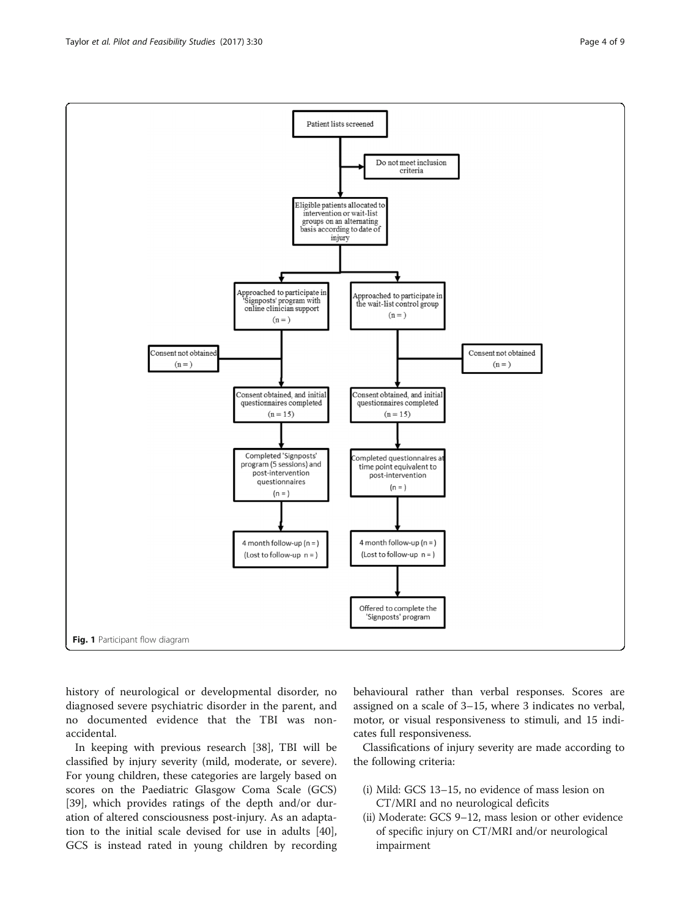Patient lists screened

Do not meet inclusion criteria

Eligible patients allocated to intervention or wait-list groups on an alternating basis according to date of injury

| Intervention | Wait-list control |
| --- | --- |
| Approached to participate in 'Signposts' program with online clinician support (n = ) | Approached to participate in the wait-list control group (n = ) |
| Consent not obtained (n = ) | Consent not obtained (n = ) |
| Consent obtained, and initial questionnaires completed (n = 15) | Consent obtained, and initial questionnaires completed (n = 15) |
| Completed 'Signposts' program (5 sessions) and post-intervention questionnaires (n = ) | Completed questionnaires at time point equivalent to post-intervention (n = ) |
| 4 month follow-up (n = ) (Lost to follow-up n = ) | 4 month follow-up (n = ) (Lost to follow-up n = ) |
| | Offered to complete the 'Signposts' program |

**Fig. 1** Participant flow diagram

history of neurological or developmental disorder, no diagnosed severe psychiatric disorder in the parent, and no documented evidence that the TBI was non-accidental.

In keeping with previous research [38], TBI will be classified by injury severity (mild, moderate, or severe). For young children, these categories are largely based on scores on the Paediatric Glasgow Coma Scale (GCS) [39], which provides ratings of the depth and/or duration of altered consciousness post-injury. As an adaptation to the initial scale devised for use in adults [40], GCS is instead rated in young children by recording behavioural rather than verbal responses. Scores are assigned on a scale of 3–15, where 3 indicates no verbal, motor, or visual responsiveness to stimuli, and 15 indicates full responsiveness.

Classifications of injury severity are made according to the following criteria:

(i) Mild: GCS 13–15, no evidence of mass lesion on CT/MRI and no neurological deficits
(ii) Moderate: GCS 9–12, mass lesion or other evidence of specific injury on CT/MRI and/or neurological impairment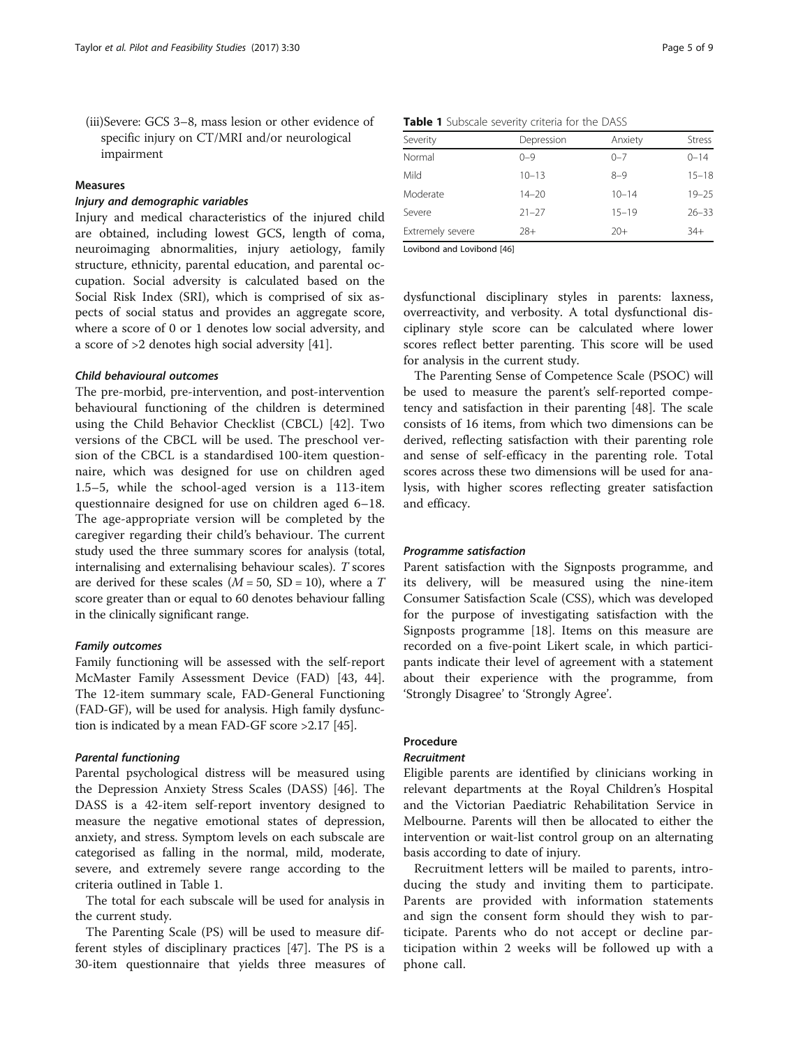(iii) Severe: GCS 3–8, mass lesion or other evidence of specific injury on CT/MRI and/or neurological impairment

## Measures

### Injury and demographic variables

Injury and medical characteristics of the injured child are obtained, including lowest GCS, length of coma, neuroimaging abnormalities, injury aetiology, family structure, ethnicity, parental education, and parental occupation. Social adversity is calculated based on the Social Risk Index (SRI), which is comprised of six aspects of social status and provides an aggregate score, where a score of 0 or 1 denotes low social adversity, and a score of >2 denotes high social adversity [41].

### Child behavioural outcomes

The pre-morbid, pre-intervention, and post-intervention behavioural functioning of the children is determined using the Child Behavior Checklist (CBCL) [42]. Two versions of the CBCL will be used. The preschool version of the CBCL is a standardised 100-item questionnaire, which was designed for use on children aged 1.5–5, while the school-aged version is a 113-item questionnaire designed for use on children aged 6–18. The age-appropriate version will be completed by the caregiver regarding their child's behaviour. The current study used the three summary scores for analysis (total, internalising and externalising behaviour scales). *T* scores are derived for these scales ($M = 50$, $SD = 10$), where a *T* score greater than or equal to 60 denotes behaviour falling in the clinically significant range.

### Family outcomes

Family functioning will be assessed with the self-report McMaster Family Assessment Device (FAD) [43, 44]. The 12-item summary scale, FAD-General Functioning (FAD-GF), will be used for analysis. High family dysfunction is indicated by a mean FAD-GF score >2.17 [45].

### Parental functioning

Parental psychological distress will be measured using the Depression Anxiety Stress Scales (DASS) [46]. The DASS is a 42-item self-report inventory designed to measure the negative emotional states of depression, anxiety, and stress. Symptom levels on each subscale are categorised as falling in the normal, mild, moderate, severe, and extremely severe range according to the criteria outlined in Table 1.

**Table 1** Subscale severity criteria for the DASS

| Severity | Depression | Anxiety | Stress |
| --- | --- | --- | --- |
| Normal | 0–9 | 0–7 | 0–14 |
| Mild | 10–13 | 8–9 | 15–18 |
| Moderate | 14–20 | 10–14 | 19–25 |
| Severe | 21–27 | 15–19 | 26–33 |
| Extremely severe | 28+ | 20+ | 34+ |

Lovibond and Lovibond [46]

The total for each subscale will be used for analysis in the current study.

The Parenting Scale (PS) will be used to measure different styles of disciplinary practices [47]. The PS is a 30-item questionnaire that yields three measures of dysfunctional disciplinary styles in parents: laxness, overreactivity, and verbosity. A total dysfunctional disciplinary style score can be calculated where lower scores reflect better parenting. This score will be used for analysis in the current study.

The Parenting Sense of Competence Scale (PSOC) will be used to measure the parent's self-reported competency and satisfaction in their parenting [48]. The scale consists of 16 items, from which two dimensions can be derived, reflecting satisfaction with their parenting role and sense of self-efficacy in the parenting role. Total scores across these two dimensions will be used for analysis, with higher scores reflecting greater satisfaction and efficacy.

### Programme satisfaction

Parent satisfaction with the Signposts programme, and its delivery, will be measured using the nine-item Consumer Satisfaction Scale (CSS), which was developed for the purpose of investigating satisfaction with the Signposts programme [18]. Items on this measure are recorded on a five-point Likert scale, in which participants indicate their level of agreement with a statement about their experience with the programme, from 'Strongly Disagree' to 'Strongly Agree'.

## Procedure

### Recruitment

Eligible parents are identified by clinicians working in relevant departments at the Royal Children's Hospital and the Victorian Paediatric Rehabilitation Service in Melbourne. Parents will then be allocated to either the intervention or wait-list control group on an alternating basis according to date of injury.

Recruitment letters will be mailed to parents, introducing the study and inviting them to participate. Parents are provided with information statements and sign the consent form should they wish to participate. Parents who do not accept or decline participation within 2 weeks will be followed up with a phone call.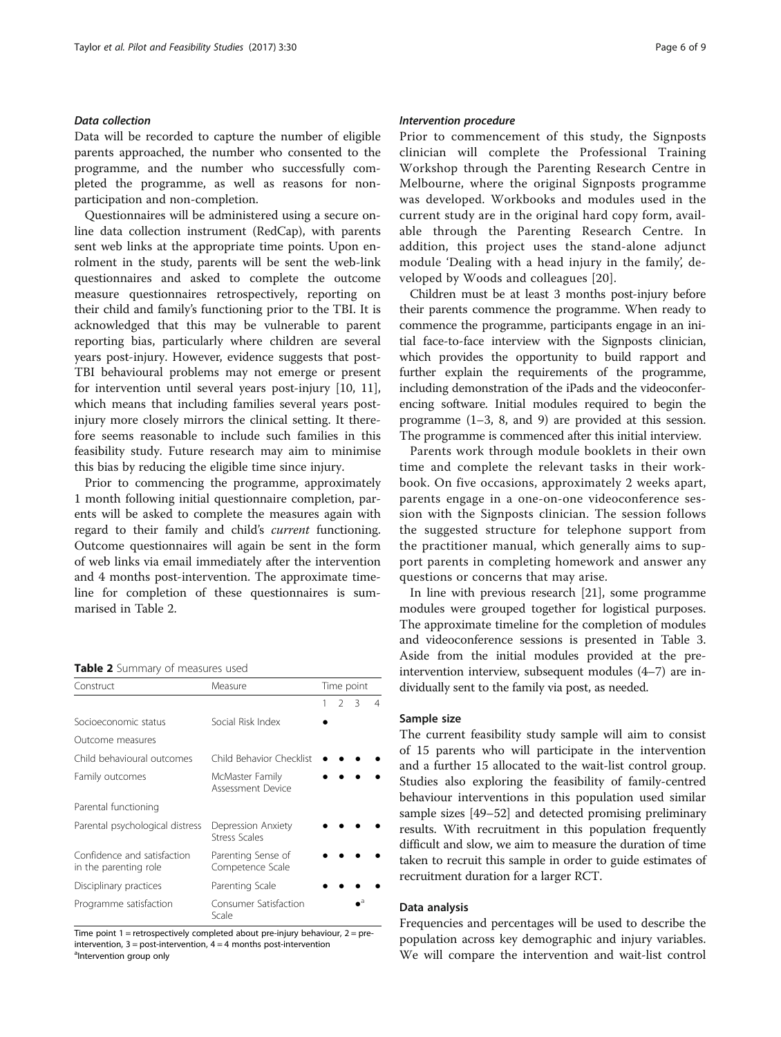### Data collection

Data will be recorded to capture the number of eligible parents approached, the number who consented to the programme, and the number who successfully completed the programme, as well as reasons for non-participation and non-completion.

Questionnaires will be administered using a secure online data collection instrument (RedCap), with parents sent web links at the appropriate time points. Upon enrolment in the study, parents will be sent the web-link questionnaires and asked to complete the outcome measure questionnaires retrospectively, reporting on their child and family's functioning prior to the TBI. It is acknowledged that this may be vulnerable to parent reporting bias, particularly where children are several years post-injury. However, evidence suggests that post-TBI behavioural problems may not emerge or present for intervention until several years post-injury [10, 11], which means that including families several years post-injury more closely mirrors the clinical setting. It therefore seems reasonable to include such families in this feasibility study. Future research may aim to minimise this bias by reducing the eligible time since injury.

Prior to commencing the programme, approximately 1 month following initial questionnaire completion, parents will be asked to complete the measures again with regard to their family and child's *current* functioning. Outcome questionnaires will again be sent in the form of web links via email immediately after the intervention and 4 months post-intervention. The approximate timeline for completion of these questionnaires is summarised in Table 2.

**Table 2** Summary of measures used

| Construct | Measure | Time point | | | |
|---|---|---|---|---|---|
| | | 1 | 2 | 3 | 4 |
| Socioeconomic status | Social Risk Index | ● | | | |
| Outcome measures | | | | | |
| Child behavioural outcomes | Child Behavior Checklist | ● | ● | ● | ● |
| Family outcomes | McMaster Family Assessment Device | ● | ● | ● | ● |
| Parental functioning | | | | | |
| Parental psychological distress | Depression Anxiety Stress Scales | ● | ● | ● | ● |
| Confidence and satisfaction in the parenting role | Parenting Sense of Competence Scale | ● | ● | ● | ● |
| Disciplinary practices | Parenting Scale | ● | ● | ● | ● |
| Programme satisfaction | Consumer Satisfaction Scale | | | ●[a] | |

Time point 1 = retrospectively completed about pre-injury behaviour, 2 = pre-intervention, 3 = post-intervention, 4 = 4 months post-intervention
[a]Intervention group only

### Intervention procedure

Prior to commencement of this study, the Signposts clinician will complete the Professional Training Workshop through the Parenting Research Centre in Melbourne, where the original Signposts programme was developed. Workbooks and modules used in the current study are in the original hard copy form, available through the Parenting Research Centre. In addition, this project uses the stand-alone adjunct module 'Dealing with a head injury in the family', developed by Woods and colleagues [20].

Children must be at least 3 months post-injury before their parents commence the programme. When ready to commence the programme, participants engage in an initial face-to-face interview with the Signposts clinician, which provides the opportunity to build rapport and further explain the requirements of the programme, including demonstration of the iPads and the videoconferencing software. Initial modules required to begin the programme (1–3, 8, and 9) are provided at this session. The programme is commenced after this initial interview.

Parents work through module booklets in their own time and complete the relevant tasks in their workbook. On five occasions, approximately 2 weeks apart, parents engage in a one-on-one videoconference session with the Signposts clinician. The session follows the suggested structure for telephone support from the practitioner manual, which generally aims to support parents in completing homework and answer any questions or concerns that may arise.

In line with previous research [21], some programme modules were grouped together for logistical purposes. The approximate timeline for the completion of modules and videoconference sessions is presented in Table 3. Aside from the initial modules provided at the pre-intervention interview, subsequent modules (4–7) are individually sent to the family via post, as needed.

### Sample size

The current feasibility study sample will aim to consist of 15 parents who will participate in the intervention and a further 15 allocated to the wait-list control group. Studies also exploring the feasibility of family-centred behaviour interventions in this population used similar sample sizes [49–52] and detected promising preliminary results. With recruitment in this population frequently difficult and slow, we aim to measure the duration of time taken to recruit this sample in order to guide estimates of recruitment duration for a larger RCT.

### Data analysis

Frequencies and percentages will be used to describe the population across key demographic and injury variables. We will compare the intervention and wait-list control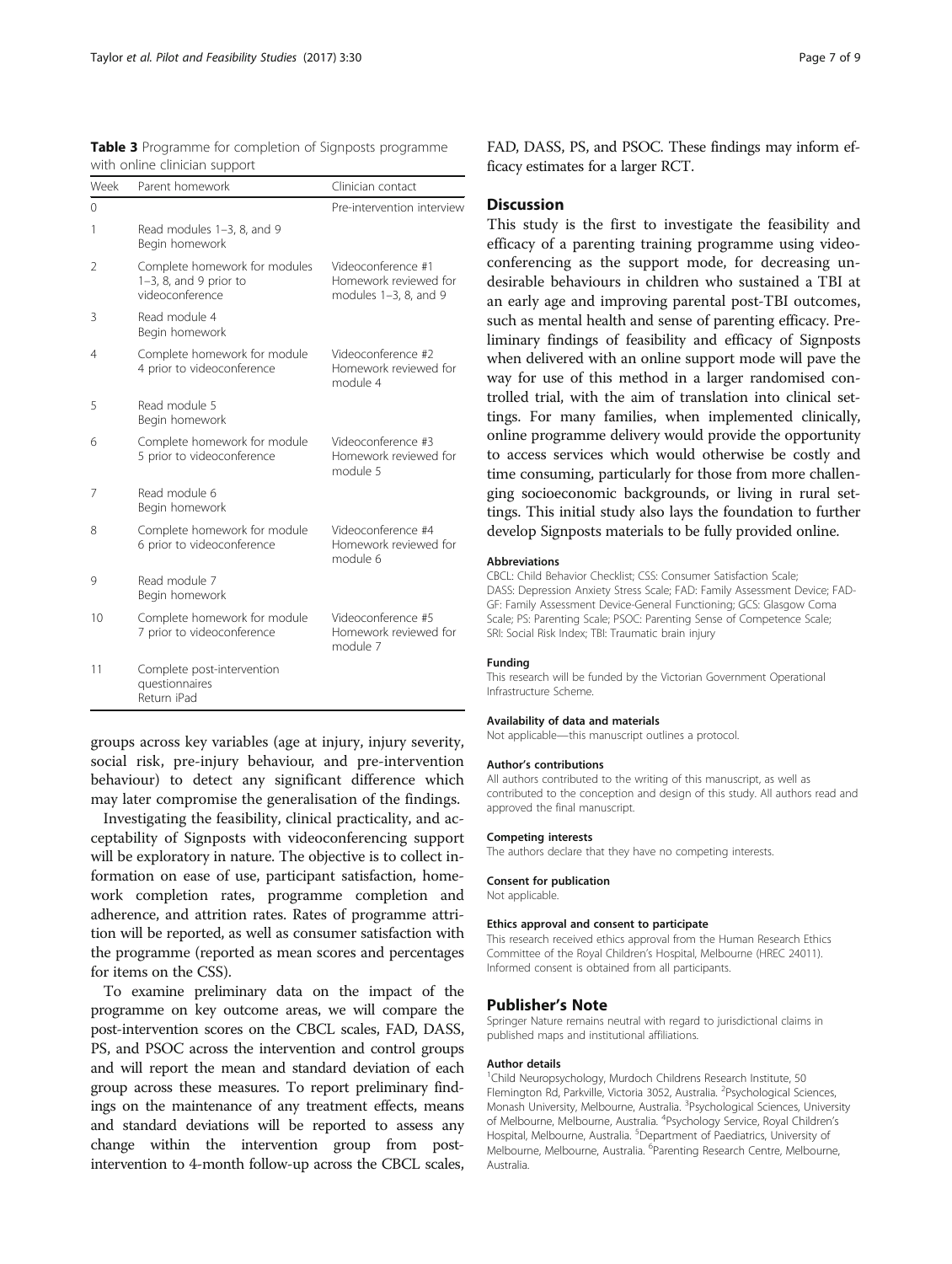**Table 3** Programme for completion of Signposts programme with online clinician support

| Week | Parent homework | Clinician contact |
|---|---|---|
| 0 | | Pre-intervention interview |
| 1 | Read modules 1–3, 8, and 9<br>Begin homework | |
| 2 | Complete homework for modules 1–3, 8, and 9 prior to videoconference | Videoconference #1<br>Homework reviewed for modules 1–3, 8, and 9 |
| 3 | Read module 4<br>Begin homework | |
| 4 | Complete homework for module 4 prior to videoconference | Videoconference #2<br>Homework reviewed for module 4 |
| 5 | Read module 5<br>Begin homework | |
| 6 | Complete homework for module 5 prior to videoconference | Videoconference #3<br>Homework reviewed for module 5 |
| 7 | Read module 6<br>Begin homework | |
| 8 | Complete homework for module 6 prior to videoconference | Videoconference #4<br>Homework reviewed for module 6 |
| 9 | Read module 7<br>Begin homework | |
| 10 | Complete homework for module 7 prior to videoconference | Videoconference #5<br>Homework reviewed for module 7 |
| 11 | Complete post-intervention questionnaires<br>Return iPad | |

groups across key variables (age at injury, injury severity, social risk, pre-injury behaviour, and pre-intervention behaviour) to detect any significant difference which may later compromise the generalisation of the findings.

Investigating the feasibility, clinical practicality, and acceptability of Signposts with videoconferencing support will be exploratory in nature. The objective is to collect information on ease of use, participant satisfaction, homework completion rates, programme completion and adherence, and attrition rates. Rates of programme attrition will be reported, as well as consumer satisfaction with the programme (reported as mean scores and percentages for items on the CSS).

To examine preliminary data on the impact of the programme on key outcome areas, we will compare the post-intervention scores on the CBCL scales, FAD, DASS, PS, and PSOC across the intervention and control groups and will report the mean and standard deviation of each group across these measures. To report preliminary findings on the maintenance of any treatment effects, means and standard deviations will be reported to assess any change within the intervention group from post-intervention to 4-month follow-up across the CBCL scales, FAD, DASS, PS, and PSOC. These findings may inform efficacy estimates for a larger RCT.

## Discussion

This study is the first to investigate the feasibility and efficacy of a parenting training programme using videoconferencing as the support mode, for decreasing undesirable behaviours in children who sustained a TBI at an early age and improving parental post-TBI outcomes, such as mental health and sense of parenting efficacy. Preliminary findings of feasibility and efficacy of Signposts when delivered with an online support mode will pave the way for use of this method in a larger randomised controlled trial, with the aim of translation into clinical settings. For many families, when implemented clinically, online programme delivery would provide the opportunity to access services which would otherwise be costly and time consuming, particularly for those from more challenging socioeconomic backgrounds, or living in rural settings. This initial study also lays the foundation to further develop Signposts materials to be fully provided online.

#### Abbreviations

CBCL: Child Behavior Checklist; CSS: Consumer Satisfaction Scale; DASS: Depression Anxiety Stress Scale; FAD: Family Assessment Device; FAD-GF: Family Assessment Device-General Functioning; GCS: Glasgow Coma Scale; PS: Parenting Scale; PSOC: Parenting Sense of Competence Scale; SRI: Social Risk Index; TBI: Traumatic brain injury

#### Funding

This research will be funded by the Victorian Government Operational Infrastructure Scheme.

#### Availability of data and materials

Not applicable—this manuscript outlines a protocol.

#### Author's contributions

All authors contributed to the writing of this manuscript, as well as contributed to the conception and design of this study. All authors read and approved the final manuscript.

#### Competing interests

The authors declare that they have no competing interests.

#### Consent for publication

Not applicable.

#### Ethics approval and consent to participate

This research received ethics approval from the Human Research Ethics Committee of the Royal Children's Hospital, Melbourne (HREC 24011). Informed consent is obtained from all participants.

## Publisher's Note

Springer Nature remains neutral with regard to jurisdictional claims in published maps and institutional affiliations.

#### Author details

[1]Child Neuropsychology, Murdoch Childrens Research Institute, 50 Flemington Rd, Parkville, Victoria 3052, Australia. [2]Psychological Sciences, Monash University, Melbourne, Australia. [3]Psychological Sciences, University of Melbourne, Melbourne, Australia. [4]Psychology Service, Royal Children's Hospital, Melbourne, Australia. [5]Department of Paediatrics, University of Melbourne, Melbourne, Australia. [6]Parenting Research Centre, Melbourne, Australia.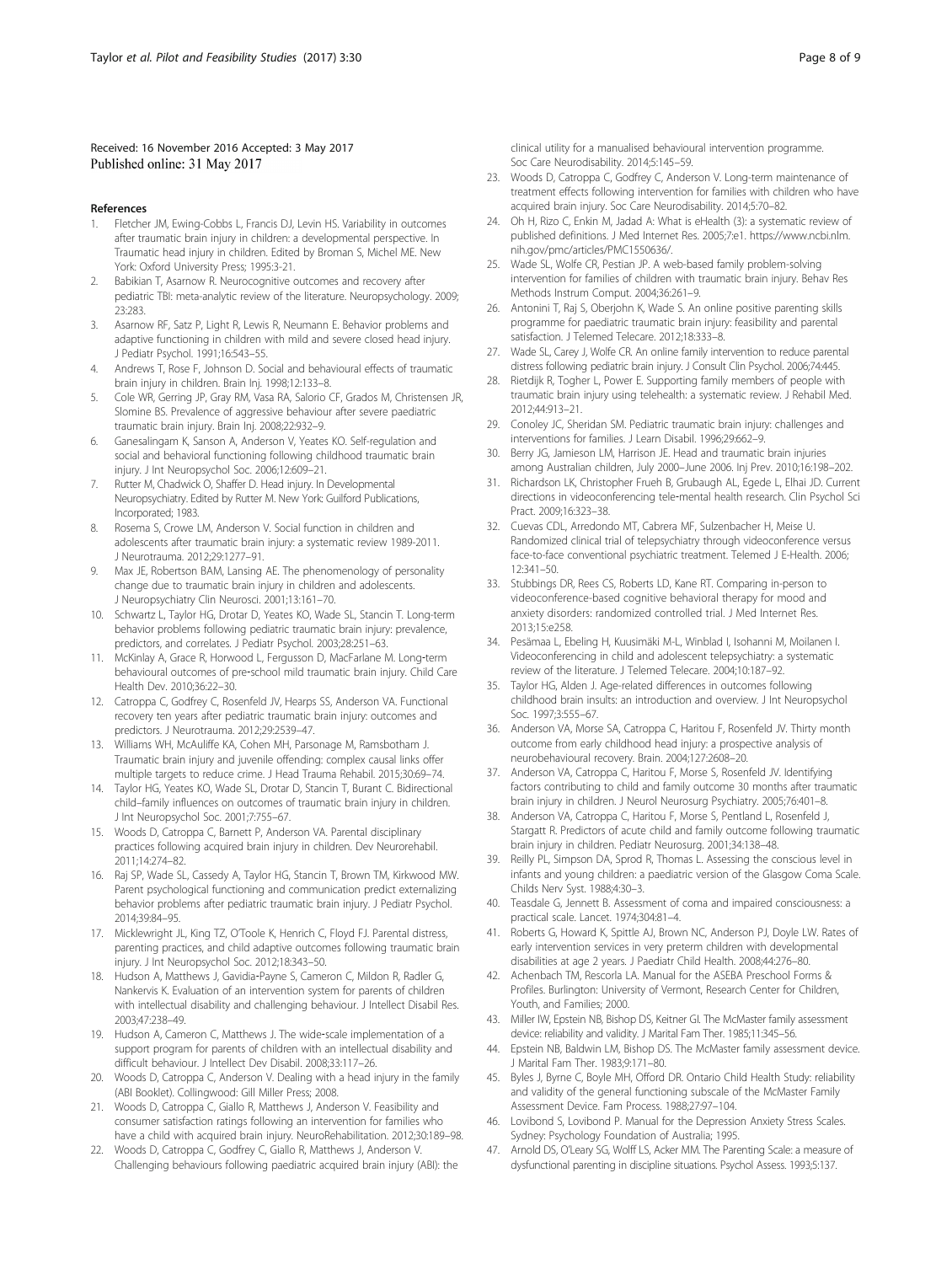Received: 16 November 2016 Accepted: 3 May 2017
Published online: 31 May 2017

## References

1. Fletcher JM, Ewing-Cobbs L, Francis DJ, Levin HS. Variability in outcomes after traumatic brain injury in children: a developmental perspective. In Traumatic head injury in children. Edited by Broman S, Michel ME. New York: Oxford University Press; 1995:3-21.
2. Babikian T, Asarnow R. Neurocognitive outcomes and recovery after pediatric TBI: meta-analytic review of the literature. Neuropsychology. 2009; 23:283.
3. Asarnow RF, Satz P, Light R, Lewis R, Neumann E. Behavior problems and adaptive functioning in children with mild and severe closed head injury. J Pediatr Psychol. 1991;16:543–55.
4. Andrews T, Rose F, Johnson D. Social and behavioural effects of traumatic brain injury in children. Brain Inj. 1998;12:133–8.
5. Cole WR, Gerring JP, Gray RM, Vasa RA, Salorio CF, Grados M, Christensen JR, Slomine BS. Prevalence of aggressive behaviour after severe paediatric traumatic brain injury. Brain Inj. 2008;22:932–9.
6. Ganesalingam K, Sanson A, Anderson V, Yeates KO. Self-regulation and social and behavioral functioning following childhood traumatic brain injury. J Int Neuropsychol Soc. 2006;12:609–21.
7. Rutter M, Chadwick O, Shaffer D. Head injury. In Developmental Neuropsychiatry. Edited by Rutter M. New York: Guilford Publications, Incorporated; 1983.
8. Rosema S, Crowe LM, Anderson V. Social function in children and adolescents after traumatic brain injury: a systematic review 1989-2011. J Neurotrauma. 2012;29:1277–91.
9. Max JE, Robertson BAM, Lansing AE. The phenomenology of personality change due to traumatic brain injury in children and adolescents. J Neuropsychiatry Clin Neurosci. 2001;13:161–70.
10. Schwartz L, Taylor HG, Drotar D, Yeates KO, Wade SL, Stancin T. Long-term behavior problems following pediatric traumatic brain injury: prevalence, predictors, and correlates. J Pediatr Psychol. 2003;28:251–63.
11. McKinlay A, Grace R, Horwood L, Fergusson D, MacFarlane M. Long-term behavioural outcomes of pre-school mild traumatic brain injury. Child Care Health Dev. 2010;36:22–30.
12. Catroppa C, Godfrey C, Rosenfeld JV, Hearps SS, Anderson VA. Functional recovery ten years after pediatric traumatic brain injury: outcomes and predictors. J Neurotrauma. 2012;29:2539–47.
13. Williams WH, McAuliffe KA, Cohen MH, Parsonage M, Ramsbotham J. Traumatic brain injury and juvenile offending: complex causal links offer multiple targets to reduce crime. J Head Trauma Rehabil. 2015;30:69–74.
14. Taylor HG, Yeates KO, Wade SL, Drotar D, Stancin T, Burant C. Bidirectional child–family influences on outcomes of traumatic brain injury in children. J Int Neuropsychol Soc. 2001;7:755–67.
15. Woods D, Catroppa C, Barnett P, Anderson VA. Parental disciplinary practices following acquired brain injury in children. Dev Neurorehabil. 2011;14:274–82.
16. Raj SP, Wade SL, Cassedy A, Taylor HG, Stancin T, Brown TM, Kirkwood MW. Parent psychological functioning and communication predict externalizing behavior problems after pediatric traumatic brain injury. J Pediatr Psychol. 2014;39:84–95.
17. Micklewright JL, King TZ, O'Toole K, Henrich C, Floyd FJ. Parental distress, parenting practices, and child adaptive outcomes following traumatic brain injury. J Int Neuropsychol Soc. 2012;18:343–50.
18. Hudson A, Matthews J, Gavidia-Payne S, Cameron C, Mildon R, Radler G, Nankervis K. Evaluation of an intervention system for parents of children with intellectual disability and challenging behaviour. J Intellect Disabil Res. 2003;47:238–49.
19. Hudson A, Cameron C, Matthews J. The wide-scale implementation of a support program for parents of children with an intellectual disability and difficult behaviour. J Intellect Dev Disabil. 2008;33:117–26.
20. Woods D, Catroppa C, Anderson V. Dealing with a head injury in the family (ABI Booklet). Collingwood: Gill Miller Press; 2008.
21. Woods D, Catroppa C, Giallo R, Matthews J, Anderson V. Feasibility and consumer satisfaction ratings following an intervention for families who have a child with acquired brain injury. NeuroRehabilitation. 2012;30:189–98.
22. Woods D, Catroppa C, Godfrey C, Giallo R, Matthews J, Anderson V. Challenging behaviours following paediatric acquired brain injury (ABI): the clinical utility for a manualised behavioural intervention programme. Soc Care Neurodisability. 2014;5:145–59.
23. Woods D, Catroppa C, Godfrey C, Anderson V. Long-term maintenance of treatment effects following intervention for families with children who have acquired brain injury. Soc Care Neurodisability. 2014;5:70–82.
24. Oh H, Rizo C, Enkin M, Jadad A: What is eHealth (3): a systematic review of published definitions. J Med Internet Res. 2005;7:e1. https://www.ncbi.nlm.nih.gov/pmc/articles/PMC1550636/.
25. Wade SL, Wolfe CR, Pestian JP. A web-based family problem-solving intervention for families of children with traumatic brain injury. Behav Res Methods Instrum Comput. 2004;36:261–9.
26. Antonini T, Raj S, Oberjohn K, Wade S. An online positive parenting skills programme for paediatric traumatic brain injury: feasibility and parental satisfaction. J Telemed Telecare. 2012;18:333–8.
27. Wade SL, Carey J, Wolfe CR. An online family intervention to reduce parental distress following pediatric brain injury. J Consult Clin Psychol. 2006;74:445.
28. Rietdijk R, Togher L, Power E. Supporting family members of people with traumatic brain injury using telehealth: a systematic review. J Rehabil Med. 2012;44:913–21.
29. Conoley JC, Sheridan SM. Pediatric traumatic brain injury: challenges and interventions for families. J Learn Disabil. 1996;29:662–9.
30. Berry JG, Jamieson LM, Harrison JE. Head and traumatic brain injuries among Australian children, July 2000–June 2006. Inj Prev. 2010;16:198–202.
31. Richardson LK, Christopher Frueh B, Grubaugh AL, Egede L, Elhai JD. Current directions in videoconferencing tele-mental health research. Clin Psychol Sci Pract. 2009;16:323–38.
32. Cuevas CDL, Arredondo MT, Cabrera MF, Sulzenbacher H, Meise U. Randomized clinical trial of telepsychiatry through videoconference versus face-to-face conventional psychiatric treatment. Telemed J E-Health. 2006; 12:341–50.
33. Stubbings DR, Rees CS, Roberts LD, Kane RT. Comparing in-person to videoconference-based cognitive behavioral therapy for mood and anxiety disorders: randomized controlled trial. J Med Internet Res. 2013;15:e258.
34. Pesämaa L, Ebeling H, Kuusimäki M-L, Winblad I, Isohanni M, Moilanen I. Videoconferencing in child and adolescent telepsychiatry: a systematic review of the literature. J Telemed Telecare. 2004;10:187–92.
35. Taylor HG, Alden J. Age-related differences in outcomes following childhood brain insults: an introduction and overview. J Int Neuropsychol Soc. 1997;3:555–67.
36. Anderson VA, Morse SA, Catroppa C, Haritou F, Rosenfeld JV. Thirty month outcome from early childhood head injury: a prospective analysis of neurobehavioural recovery. Brain. 2004;127:2608–20.
37. Anderson VA, Catroppa C, Haritou F, Morse S, Rosenfeld JV. Identifying factors contributing to child and family outcome 30 months after traumatic brain injury in children. J Neurol Neurosurg Psychiatry. 2005;76:401–8.
38. Anderson VA, Catroppa C, Haritou F, Morse S, Pentland L, Rosenfeld J, Stargatt R. Predictors of acute child and family outcome following traumatic brain injury in children. Pediatr Neurosurg. 2001;34:138–48.
39. Reilly PL, Simpson DA, Sprod R, Thomas L. Assessing the conscious level in infants and young children: a paediatric version of the Glasgow Coma Scale. Childs Nerv Syst. 1988;4:30–3.
40. Teasdale G, Jennett B. Assessment of coma and impaired consciousness: a practical scale. Lancet. 1974;304:81–4.
41. Roberts G, Howard K, Spittle AJ, Brown NC, Anderson PJ, Doyle LW. Rates of early intervention services in very preterm children with developmental disabilities at age 2 years. J Paediatr Child Health. 2008;44:276–80.
42. Achenbach TM, Rescorla LA. Manual for the ASEBA Preschool Forms & Profiles. Burlington: University of Vermont, Research Center for Children, Youth, and Families; 2000.
43. Miller IW, Epstein NB, Bishop DS, Keitner GI. The McMaster family assessment device: reliability and validity. J Marital Fam Ther. 1985;11:345–56.
44. Epstein NB, Baldwin LM, Bishop DS. The McMaster family assessment device. J Marital Fam Ther. 1983;9:171–80.
45. Byles J, Byrne C, Boyle MH, Offord DR. Ontario Child Health Study: reliability and validity of the general functioning subscale of the McMaster Family Assessment Device. Fam Process. 1988;27:97–104.
46. Lovibond S, Lovibond P. Manual for the Depression Anxiety Stress Scales. Sydney: Psychology Foundation of Australia; 1995.
47. Arnold DS, O'Leary SG, Wolff LS, Acker MM. The Parenting Scale: a measure of dysfunctional parenting in discipline situations. Psychol Assess. 1993;5:137.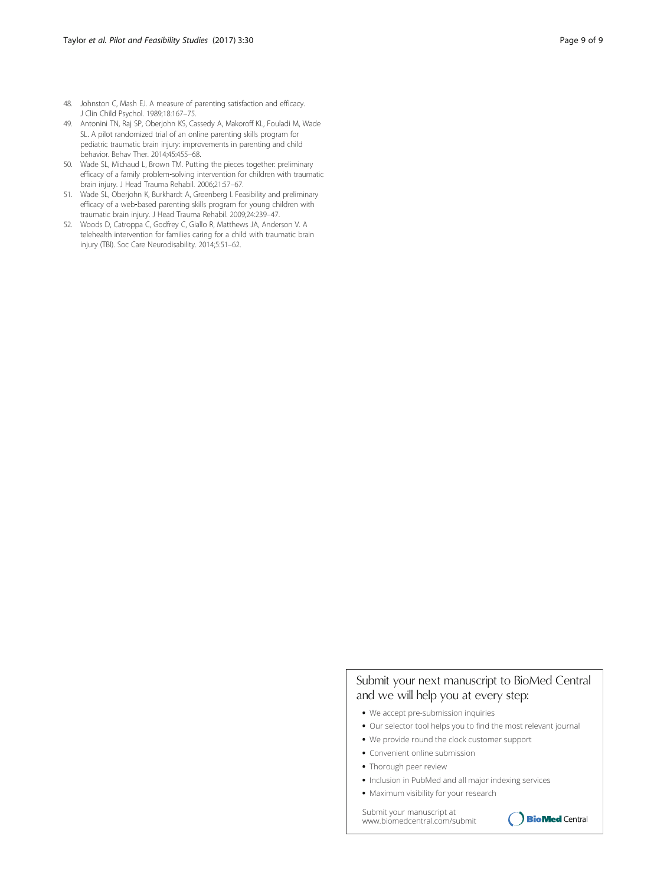48. Johnston C, Mash EJ. A measure of parenting satisfaction and efficacy. J Clin Child Psychol. 1989;18:167–75.
49. Antonini TN, Raj SP, Oberjohn KS, Cassedy A, Makoroff KL, Fouladi M, Wade SL. A pilot randomized trial of an online parenting skills program for pediatric traumatic brain injury: improvements in parenting and child behavior. Behav Ther. 2014;45:455–68.
50. Wade SL, Michaud L, Brown TM. Putting the pieces together: preliminary efficacy of a family problem-solving intervention for children with traumatic brain injury. J Head Trauma Rehabil. 2006;21:57–67.
51. Wade SL, Oberjohn K, Burkhardt A, Greenberg I. Feasibility and preliminary efficacy of a web-based parenting skills program for young children with traumatic brain injury. J Head Trauma Rehabil. 2009;24:239–47.
52. Woods D, Catroppa C, Godfrey C, Giallo R, Matthews JA, Anderson V. A telehealth intervention for families caring for a child with traumatic brain injury (TBI). Soc Care Neurodisability. 2014;5:51–62.

Submit your next manuscript to BioMed Central and we will help you at every step:

- We accept pre-submission inquiries
- Our selector tool helps you to find the most relevant journal
- We provide round the clock customer support
- Convenient online submission
- Thorough peer review
- Inclusion in PubMed and all major indexing services
- Maximum visibility for your research

Submit your manuscript at www.biomedcentral.com/submit

BioMed Central